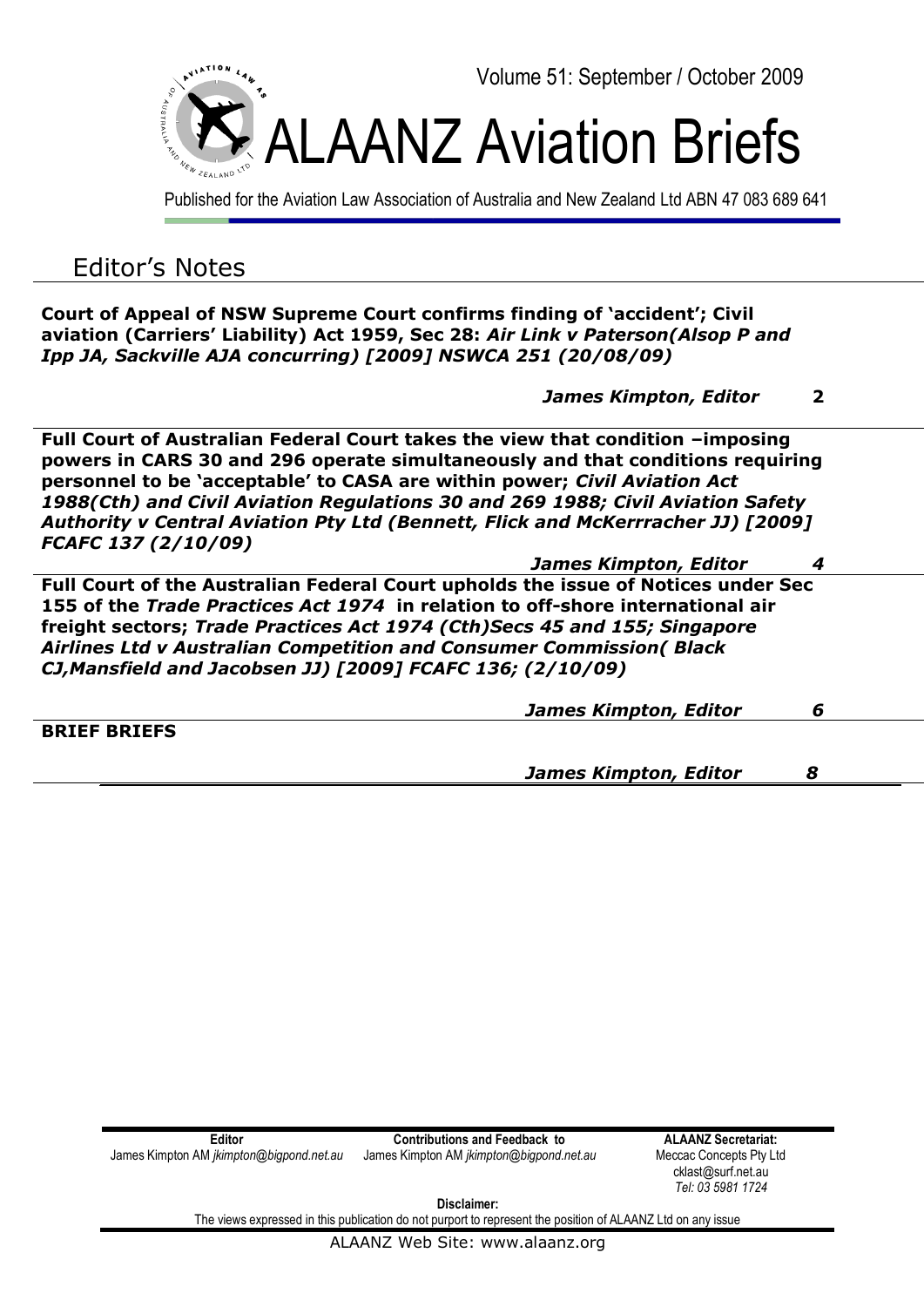Volume 51: September / October 2009

# ALAANZ Aviation Briefs

Published for the Aviation Law Association of Australia and New Zealand Ltd ABN 47 083 689 641

## Editor's Notes

**Court of Appeal of NSW Supreme Court confirms finding of 'accident'; Civil aviation (Carriers' Liability) Act 1959, Sec 28: *Air Link v Paterson(Alsop P and Ipp JA, Sackville AJA concurring) [2009] NSWCA 251 (20/08/09)***

***James Kimpton, Editor*** **2**

**Full Court of Australian Federal Court takes the view that condition –imposing powers in CARS 30 and 296 operate simultaneously and that conditions requiring personnel to be 'acceptable' to CASA are within power; *Civil Aviation Act 1988(Cth) and Civil Aviation Regulations 30 and 269 1988; Civil Aviation Safety Authority v Central Aviation Pty Ltd (Bennett, Flick and McKerrracher JJ) [2009] FCAFC 137 (2/10/09)***

***James Kimpton, Editor 4***

**Full Court of the Australian Federal Court upholds the issue of Notices under Sec 155 of the *Trade Practices Act 1974* in relation to off-shore international air freight sectors; *Trade Practices Act 1974 (Cth)Secs 45 and 155; Singapore Airlines Ltd v Australian Competition and Consumer Commission( Black CJ,Mansfield and Jacobsen JJ) [2009] FCAFC 136; (2/10/09)***

***James Kimpton, Editor 6***

**BRIEF BRIEFS**

***James Kimpton, Editor 8***

| **Editor** | **Contributions and Feedback to** | **ALAANZ Secretariat:** |
|---|---|---|
| James Kimpton AM *jkimpton@bigpond.net.au* | James Kimpton AM *jkimpton@bigpond.net.au* | Meccac Concepts Pty Ltd<br>cklast@surf.net.au<br>*Tel: 03 5981 1724* |

**Disclaimer:**
The views expressed in this publication do not purport to represent the position of ALAANZ Ltd on any issue

ALAANZ Web Site: www.alaanz.org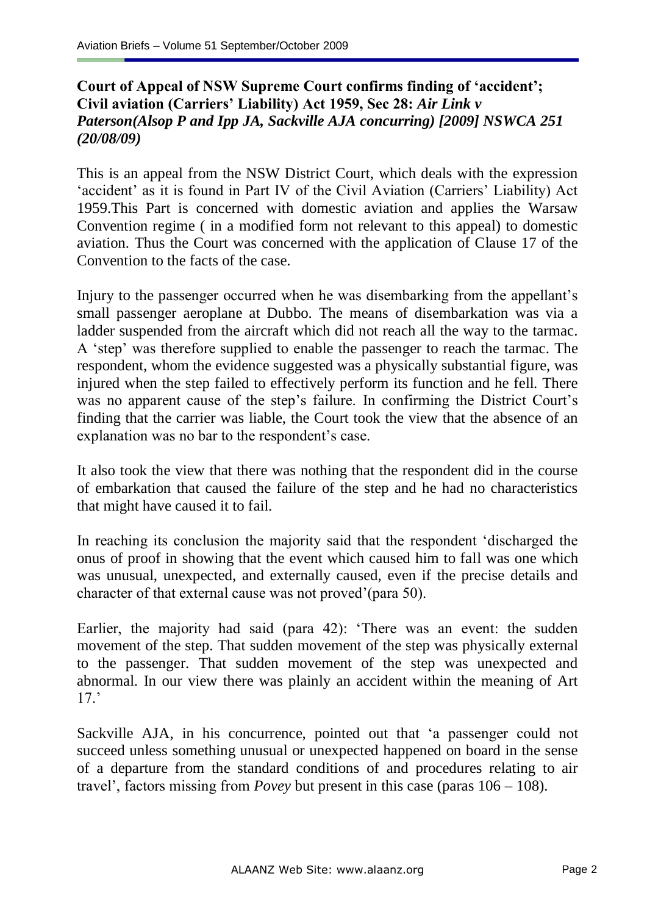**Court of Appeal of NSW Supreme Court confirms finding of 'accident'; Civil aviation (Carriers' Liability) Act 1959, Sec 28:** ***Air Link v Paterson(Alsop P and Ipp JA, Sackville AJA concurring) [2009] NSWCA 251 (20/08/09)***

This is an appeal from the NSW District Court, which deals with the expression 'accident' as it is found in Part IV of the Civil Aviation (Carriers' Liability) Act 1959.This Part is concerned with domestic aviation and applies the Warsaw Convention regime ( in a modified form not relevant to this appeal) to domestic aviation. Thus the Court was concerned with the application of Clause 17 of the Convention to the facts of the case.

Injury to the passenger occurred when he was disembarking from the appellant's small passenger aeroplane at Dubbo. The means of disembarkation was via a ladder suspended from the aircraft which did not reach all the way to the tarmac. A 'step' was therefore supplied to enable the passenger to reach the tarmac. The respondent, whom the evidence suggested was a physically substantial figure, was injured when the step failed to effectively perform its function and he fell. There was no apparent cause of the step's failure. In confirming the District Court's finding that the carrier was liable, the Court took the view that the absence of an explanation was no bar to the respondent's case.

It also took the view that there was nothing that the respondent did in the course of embarkation that caused the failure of the step and he had no characteristics that might have caused it to fail.

In reaching its conclusion the majority said that the respondent 'discharged the onus of proof in showing that the event which caused him to fall was one which was unusual, unexpected, and externally caused, even if the precise details and character of that external cause was not proved'(para 50).

Earlier, the majority had said (para 42): 'There was an event: the sudden movement of the step. That sudden movement of the step was physically external to the passenger. That sudden movement of the step was unexpected and abnormal. In our view there was plainly an accident within the meaning of Art 17.'

Sackville AJA, in his concurrence, pointed out that 'a passenger could not succeed unless something unusual or unexpected happened on board in the sense of a departure from the standard conditions of and procedures relating to air travel', factors missing from *Povey* but present in this case (paras 106 – 108).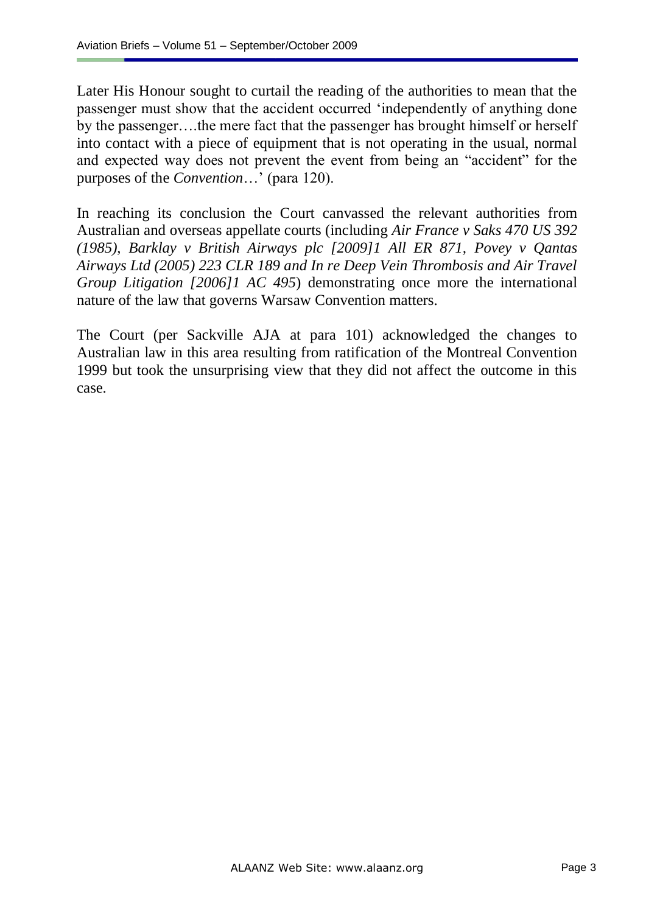Later His Honour sought to curtail the reading of the authorities to mean that the passenger must show that the accident occurred 'independently of anything done by the passenger….the mere fact that the passenger has brought himself or herself into contact with a piece of equipment that is not operating in the usual, normal and expected way does not prevent the event from being an "accident" for the purposes of the *Convention*…' (para 120).

In reaching its conclusion the Court canvassed the relevant authorities from Australian and overseas appellate courts (including *Air France v Saks 470 US 392 (1985), Barklay v British Airways plc [2009]1 All ER 871, Povey v Qantas Airways Ltd (2005) 223 CLR 189 and In re Deep Vein Thrombosis and Air Travel Group Litigation [2006]1 AC 495*) demonstrating once more the international nature of the law that governs Warsaw Convention matters.

The Court (per Sackville AJA at para 101) acknowledged the changes to Australian law in this area resulting from ratification of the Montreal Convention 1999 but took the unsurprising view that they did not affect the outcome in this case.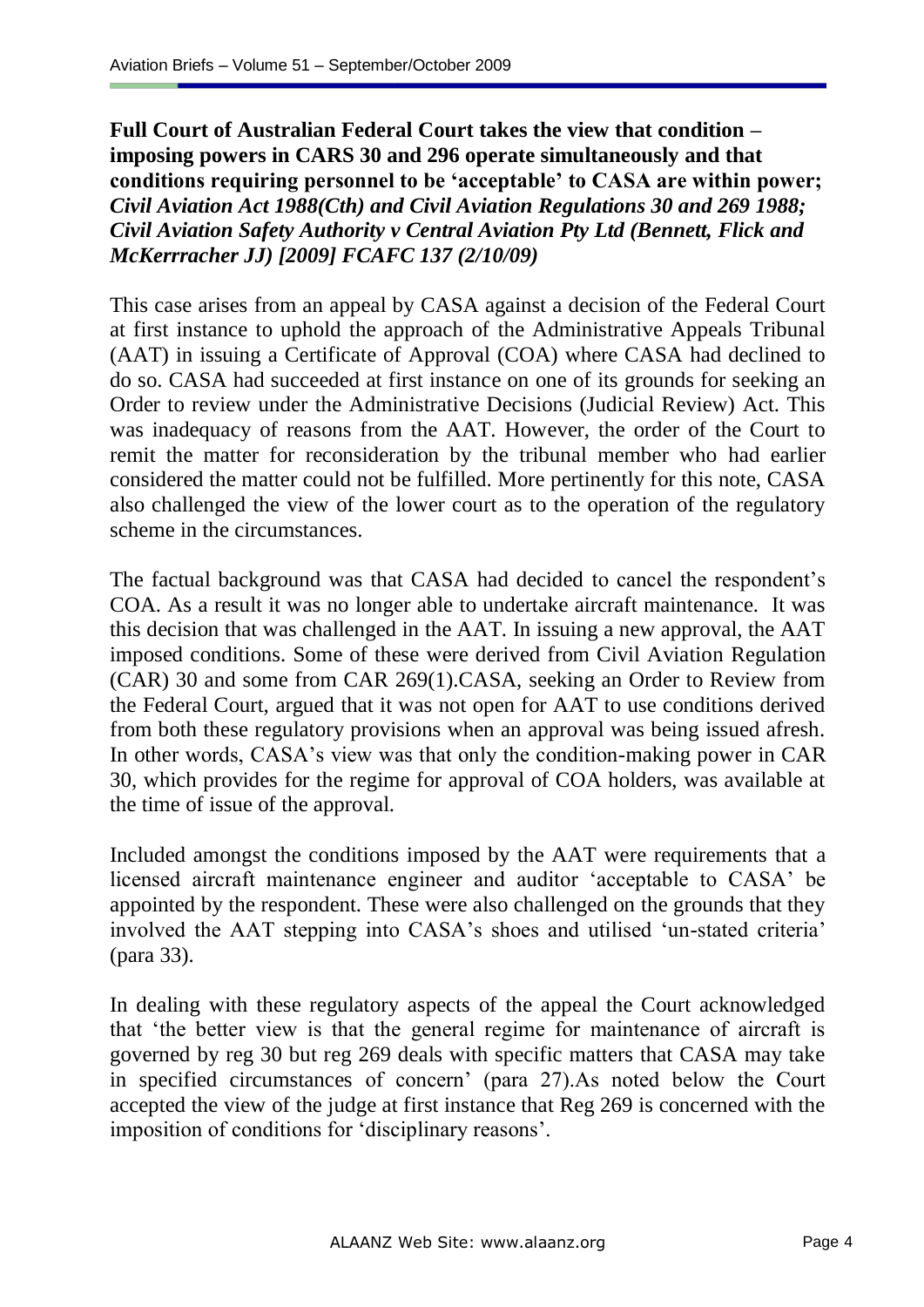**Full Court of Australian Federal Court takes the view that condition – imposing powers in CARS 30 and 296 operate simultaneously and that conditions requiring personnel to be 'acceptable' to CASA are within power;** ***Civil Aviation Act 1988(Cth) and Civil Aviation Regulations 30 and 269 1988; Civil Aviation Safety Authority v Central Aviation Pty Ltd (Bennett, Flick and McKerracher JJ) [2009] FCAFC 137 (2/10/09)***

This case arises from an appeal by CASA against a decision of the Federal Court at first instance to uphold the approach of the Administrative Appeals Tribunal (AAT) in issuing a Certificate of Approval (COA) where CASA had declined to do so. CASA had succeeded at first instance on one of its grounds for seeking an Order to review under the Administrative Decisions (Judicial Review) Act. This was inadequacy of reasons from the AAT. However, the order of the Court to remit the matter for reconsideration by the tribunal member who had earlier considered the matter could not be fulfilled. More pertinently for this note, CASA also challenged the view of the lower court as to the operation of the regulatory scheme in the circumstances.

The factual background was that CASA had decided to cancel the respondent's COA. As a result it was no longer able to undertake aircraft maintenance. It was this decision that was challenged in the AAT. In issuing a new approval, the AAT imposed conditions. Some of these were derived from Civil Aviation Regulation (CAR) 30 and some from CAR 269(1).CASA, seeking an Order to Review from the Federal Court, argued that it was not open for AAT to use conditions derived from both these regulatory provisions when an approval was being issued afresh. In other words, CASA's view was that only the condition-making power in CAR 30, which provides for the regime for approval of COA holders, was available at the time of issue of the approval.

Included amongst the conditions imposed by the AAT were requirements that a licensed aircraft maintenance engineer and auditor 'acceptable to CASA' be appointed by the respondent. These were also challenged on the grounds that they involved the AAT stepping into CASA's shoes and utilised 'un-stated criteria' (para 33).

In dealing with these regulatory aspects of the appeal the Court acknowledged that 'the better view is that the general regime for maintenance of aircraft is governed by reg 30 but reg 269 deals with specific matters that CASA may take in specified circumstances of concern' (para 27).As noted below the Court accepted the view of the judge at first instance that Reg 269 is concerned with the imposition of conditions for 'disciplinary reasons'.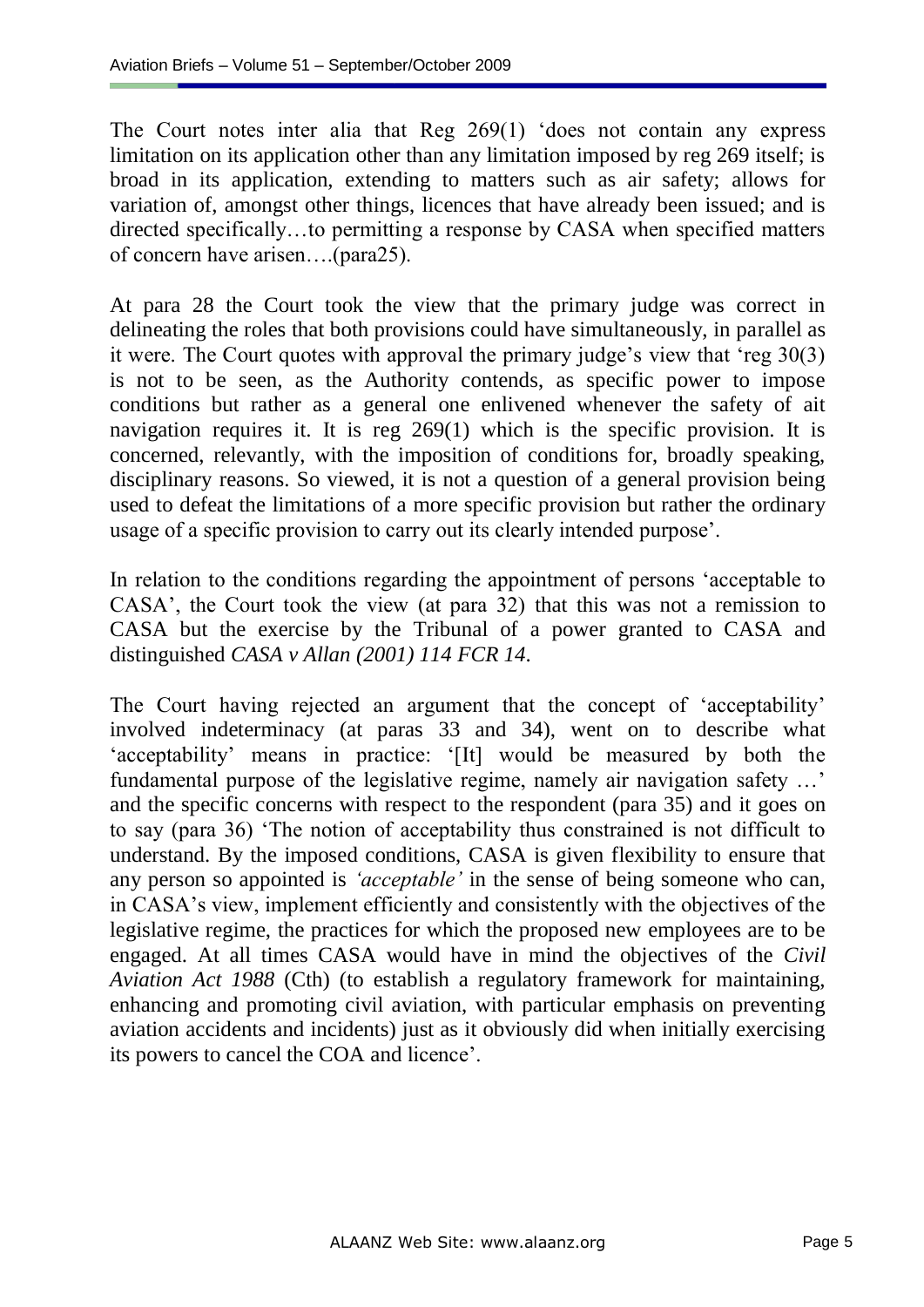The Court notes inter alia that Reg 269(1) 'does not contain any express limitation on its application other than any limitation imposed by reg 269 itself; is broad in its application, extending to matters such as air safety; allows for variation of, amongst other things, licences that have already been issued; and is directed specifically…to permitting a response by CASA when specified matters of concern have arisen….(para25).

At para 28 the Court took the view that the primary judge was correct in delineating the roles that both provisions could have simultaneously, in parallel as it were. The Court quotes with approval the primary judge's view that 'reg 30(3) is not to be seen, as the Authority contends, as specific power to impose conditions but rather as a general one enlivened whenever the safety of ait navigation requires it. It is reg 269(1) which is the specific provision. It is concerned, relevantly, with the imposition of conditions for, broadly speaking, disciplinary reasons. So viewed, it is not a question of a general provision being used to defeat the limitations of a more specific provision but rather the ordinary usage of a specific provision to carry out its clearly intended purpose'.

In relation to the conditions regarding the appointment of persons 'acceptable to CASA', the Court took the view (at para 32) that this was not a remission to CASA but the exercise by the Tribunal of a power granted to CASA and distinguished *CASA v Allan (2001) 114 FCR 14*.

The Court having rejected an argument that the concept of 'acceptability' involved indeterminacy (at paras 33 and 34), went on to describe what 'acceptability' means in practice: '[It] would be measured by both the fundamental purpose of the legislative regime, namely air navigation safety …' and the specific concerns with respect to the respondent (para 35) and it goes on to say (para 36) 'The notion of acceptability thus constrained is not difficult to understand. By the imposed conditions, CASA is given flexibility to ensure that any person so appointed is *'acceptable'* in the sense of being someone who can, in CASA's view, implement efficiently and consistently with the objectives of the legislative regime, the practices for which the proposed new employees are to be engaged. At all times CASA would have in mind the objectives of the *Civil Aviation Act 1988* (Cth) (to establish a regulatory framework for maintaining, enhancing and promoting civil aviation, with particular emphasis on preventing aviation accidents and incidents) just as it obviously did when initially exercising its powers to cancel the COA and licence'.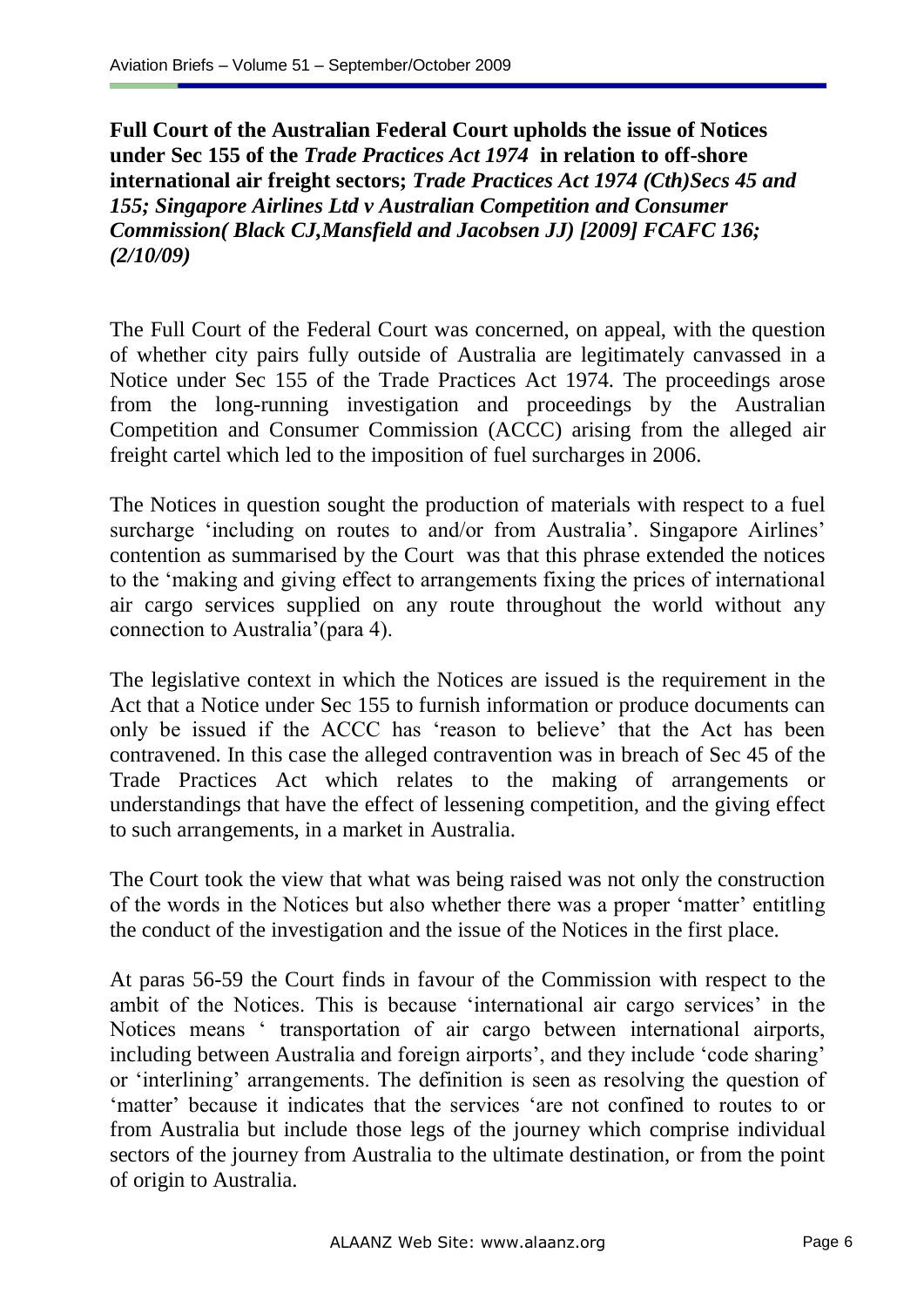**Full Court of the Australian Federal Court upholds the issue of Notices under Sec 155 of the *Trade Practices Act 1974* in relation to off-shore international air freight sectors; *Trade Practices Act 1974 (Cth)Secs 45 and 155; Singapore Airlines Ltd v Australian Competition and Consumer Commission( Black CJ,Mansfield and Jacobsen JJ) [2009] FCAFC 136; (2/10/09)***

The Full Court of the Federal Court was concerned, on appeal, with the question of whether city pairs fully outside of Australia are legitimately canvassed in a Notice under Sec 155 of the Trade Practices Act 1974. The proceedings arose from the long-running investigation and proceedings by the Australian Competition and Consumer Commission (ACCC) arising from the alleged air freight cartel which led to the imposition of fuel surcharges in 2006.

The Notices in question sought the production of materials with respect to a fuel surcharge 'including on routes to and/or from Australia'. Singapore Airlines' contention as summarised by the Court was that this phrase extended the notices to the 'making and giving effect to arrangements fixing the prices of international air cargo services supplied on any route throughout the world without any connection to Australia'(para 4).

The legislative context in which the Notices are issued is the requirement in the Act that a Notice under Sec 155 to furnish information or produce documents can only be issued if the ACCC has 'reason to believe' that the Act has been contravened. In this case the alleged contravention was in breach of Sec 45 of the Trade Practices Act which relates to the making of arrangements or understandings that have the effect of lessening competition, and the giving effect to such arrangements, in a market in Australia.

The Court took the view that what was being raised was not only the construction of the words in the Notices but also whether there was a proper 'matter' entitling the conduct of the investigation and the issue of the Notices in the first place.

At paras 56-59 the Court finds in favour of the Commission with respect to the ambit of the Notices. This is because 'international air cargo services' in the Notices means ' transportation of air cargo between international airports, including between Australia and foreign airports', and they include 'code sharing' or 'interlining' arrangements. The definition is seen as resolving the question of 'matter' because it indicates that the services 'are not confined to routes to or from Australia but include those legs of the journey which comprise individual sectors of the journey from Australia to the ultimate destination, or from the point of origin to Australia.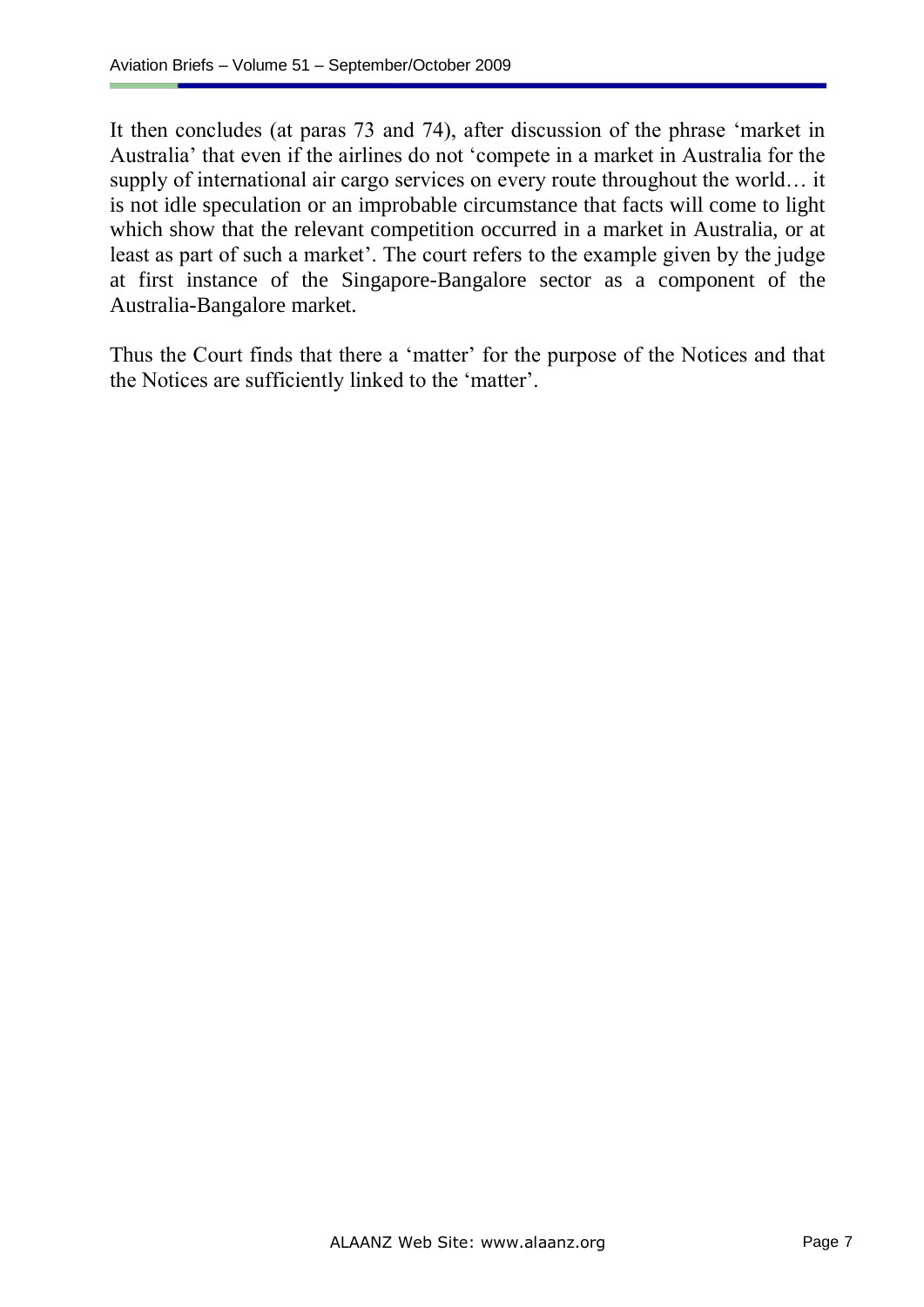It then concludes (at paras 73 and 74), after discussion of the phrase 'market in Australia' that even if the airlines do not 'compete in a market in Australia for the supply of international air cargo services on every route throughout the world… it is not idle speculation or an improbable circumstance that facts will come to light which show that the relevant competition occurred in a market in Australia, or at least as part of such a market'. The court refers to the example given by the judge at first instance of the Singapore-Bangalore sector as a component of the Australia-Bangalore market.

Thus the Court finds that there a 'matter' for the purpose of the Notices and that the Notices are sufficiently linked to the 'matter'.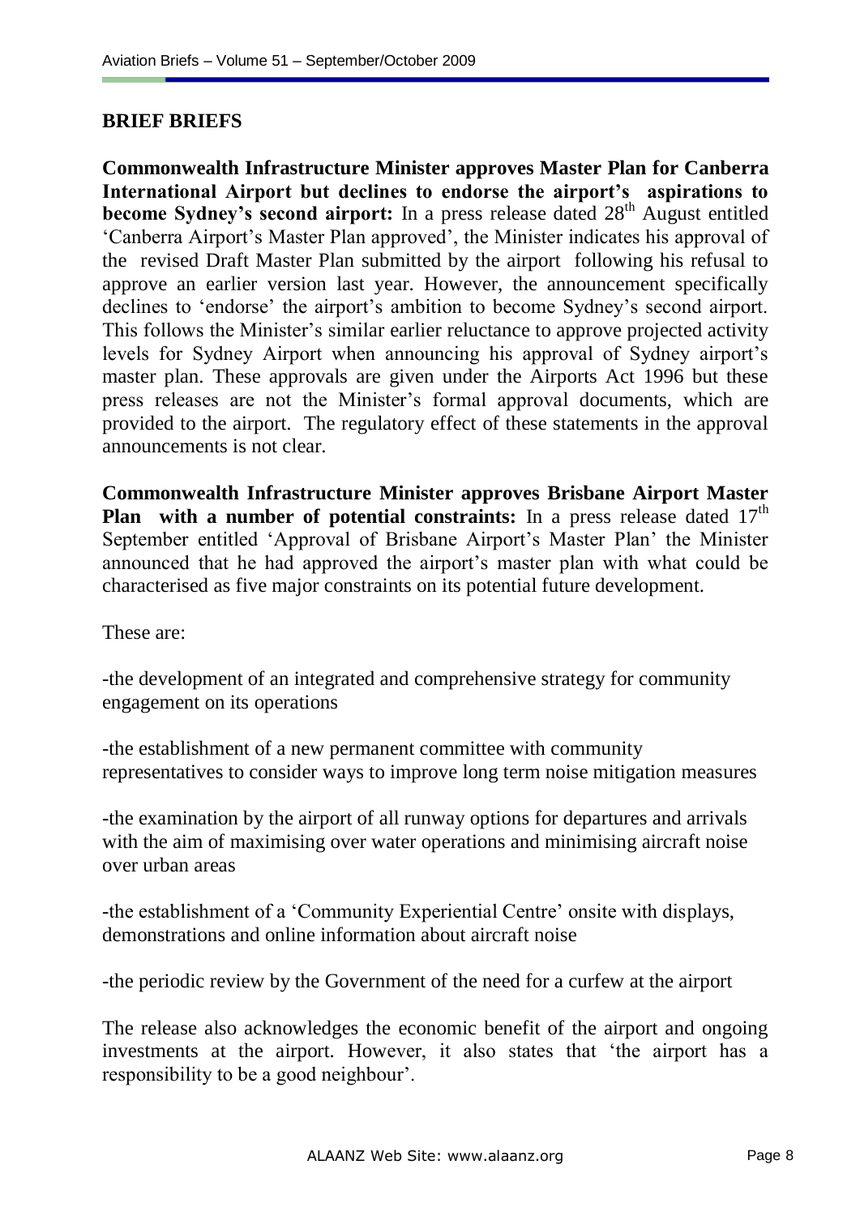## BRIEF BRIEFS

**Commonwealth Infrastructure Minister approves Master Plan for Canberra International Airport but declines to endorse the airport's aspirations to become Sydney's second airport:** In a press release dated 28th August entitled 'Canberra Airport's Master Plan approved', the Minister indicates his approval of the revised Draft Master Plan submitted by the airport following his refusal to approve an earlier version last year. However, the announcement specifically declines to 'endorse' the airport's ambition to become Sydney's second airport. This follows the Minister's similar earlier reluctance to approve projected activity levels for Sydney Airport when announcing his approval of Sydney airport's master plan. These approvals are given under the Airports Act 1996 but these press releases are not the Minister's formal approval documents, which are provided to the airport. The regulatory effect of these statements in the approval announcements is not clear.

**Commonwealth Infrastructure Minister approves Brisbane Airport Master Plan with a number of potential constraints:** In a press release dated 17th September entitled 'Approval of Brisbane Airport's Master Plan' the Minister announced that he had approved the airport's master plan with what could be characterised as five major constraints on its potential future development.

These are:

-the development of an integrated and comprehensive strategy for community engagement on its operations

-the establishment of a new permanent committee with community representatives to consider ways to improve long term noise mitigation measures

-the examination by the airport of all runway options for departures and arrivals with the aim of maximising over water operations and minimising aircraft noise over urban areas

-the establishment of a 'Community Experiential Centre' onsite with displays, demonstrations and online information about aircraft noise

-the periodic review by the Government of the need for a curfew at the airport

The release also acknowledges the economic benefit of the airport and ongoing investments at the airport. However, it also states that 'the airport has a responsibility to be a good neighbour'.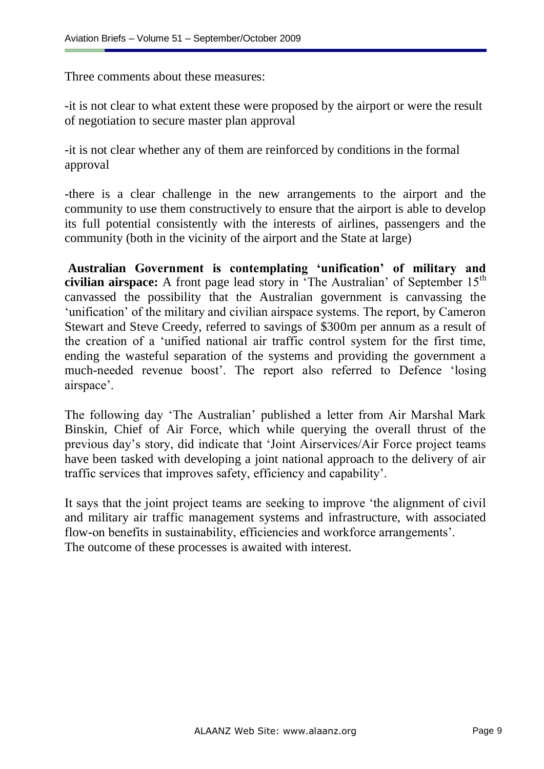Three comments about these measures:

-it is not clear to what extent these were proposed by the airport or were the result of negotiation to secure master plan approval

-it is not clear whether any of them are reinforced by conditions in the formal approval

-there is a clear challenge in the new arrangements to the airport and the community to use them constructively to ensure that the airport is able to develop its full potential consistently with the interests of airlines, passengers and the community (both in the vicinity of the airport and the State at large)

**Australian Government is contemplating 'unification' of military and civilian airspace:** A front page lead story in 'The Australian' of September 15th canvassed the possibility that the Australian government is canvassing the 'unification' of the military and civilian airspace systems. The report, by Cameron Stewart and Steve Creedy, referred to savings of $300m per annum as a result of the creation of a 'unified national air traffic control system for the first time, ending the wasteful separation of the systems and providing the government a much-needed revenue boost'. The report also referred to Defence 'losing airspace'.

The following day 'The Australian' published a letter from Air Marshal Mark Binskin, Chief of Air Force, which while querying the overall thrust of the previous day's story, did indicate that 'Joint Airservices/Air Force project teams have been tasked with developing a joint national approach to the delivery of air traffic services that improves safety, efficiency and capability'.

It says that the joint project teams are seeking to improve 'the alignment of civil and military air traffic management systems and infrastructure, with associated flow-on benefits in sustainability, efficiencies and workforce arrangements'. The outcome of these processes is awaited with interest.